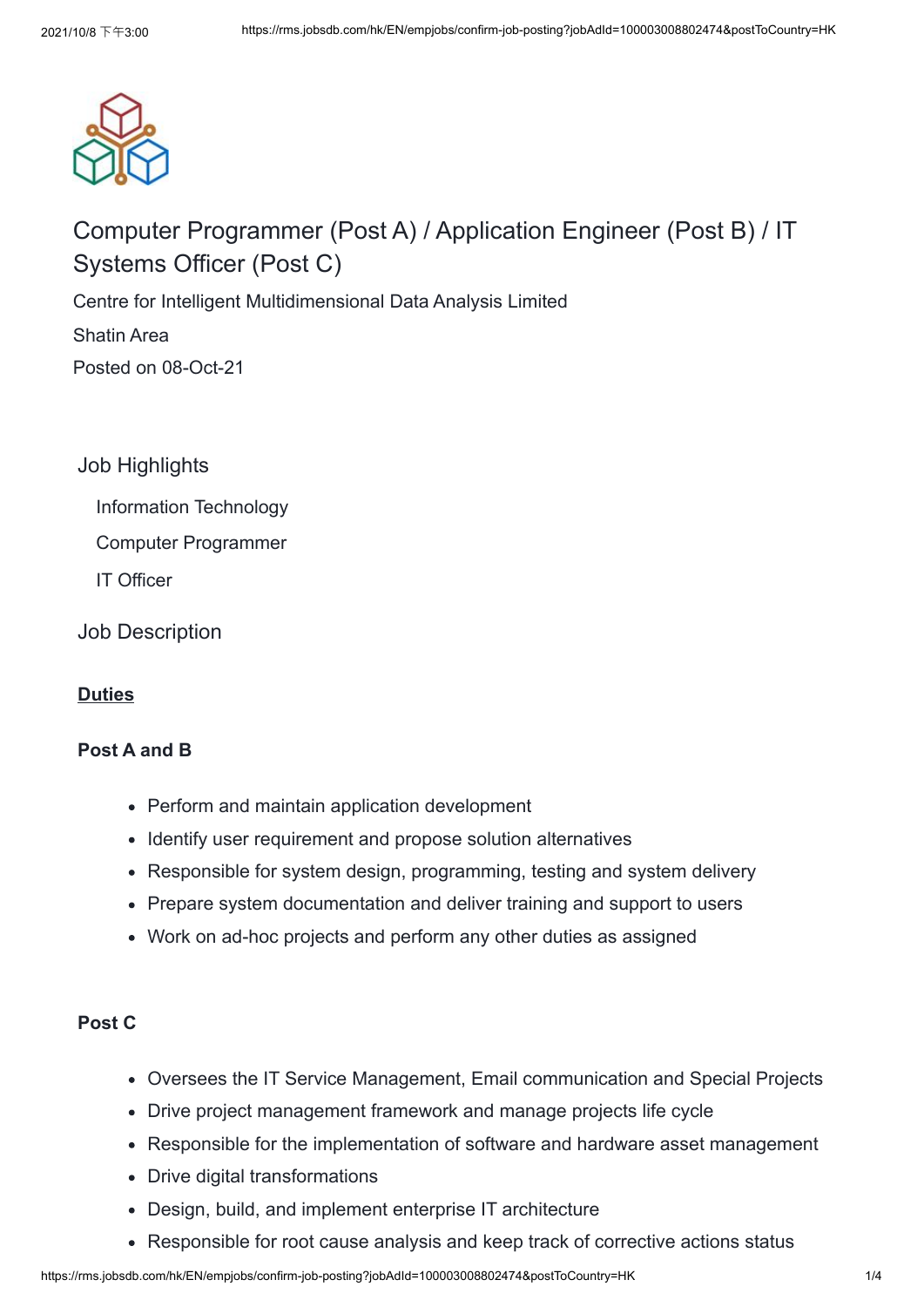# Computer Programmer (Post A) / Application Engineer (Post B) / IT Systems Officer (Post C)

Centre for Intelligent Multidimensional Data Analysis Limited

Shatin Area

Posted on 08-Oct-21

## Job Highlights

- Information Technology
- Computer Programmer
- IT Officer

## Job Description

**Duties**

**Post A and B**

- Perform and maintain application development
- Identify user requirement and propose solution alternatives
- Responsible for system design, programming, testing and system delivery
- Prepare system documentation and deliver training and support to users
- Work on ad-hoc projects and perform any other duties as assigned

**Post C**

- Oversees the IT Service Management, Email communication and Special Projects
- Drive project management framework and manage projects life cycle
- Responsible for the implementation of software and hardware asset management
- Drive digital transformations
- Design, build, and implement enterprise IT architecture
- Responsible for root cause analysis and keep track of corrective actions status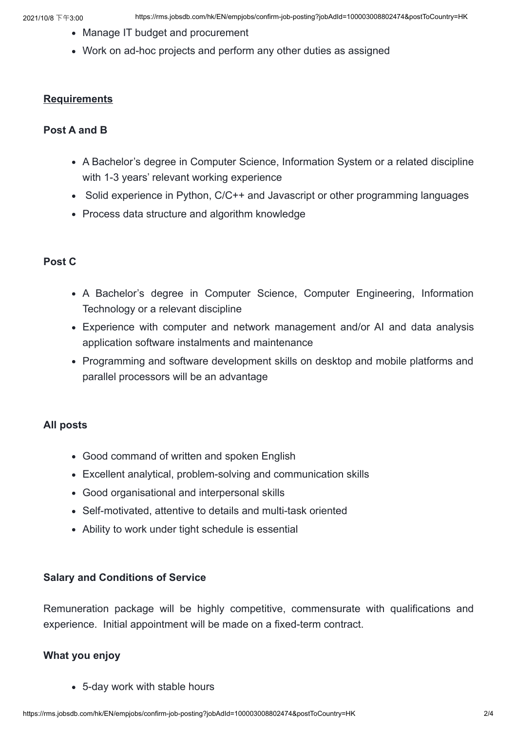- Manage IT budget and procurement
- Work on ad-hoc projects and perform any other duties as assigned

**Requirements**

**Post A and B**

- A Bachelor's degree in Computer Science, Information System or a related discipline with 1-3 years' relevant working experience
- Solid experience in Python, C/C++ and Javascript or other programming languages
- Process data structure and algorithm knowledge

**Post C**

- A Bachelor's degree in Computer Science, Computer Engineering, Information Technology or a relevant discipline
- Experience with computer and network management and/or AI and data analysis application software instalments and maintenance
- Programming and software development skills on desktop and mobile platforms and parallel processors will be an advantage

**All posts**

- Good command of written and spoken English
- Excellent analytical, problem-solving and communication skills
- Good organisational and interpersonal skills
- Self-motivated, attentive to details and multi-task oriented
- Ability to work under tight schedule is essential

**Salary and Conditions of Service**

Remuneration package will be highly competitive, commensurate with qualifications and experience. Initial appointment will be made on a fixed-term contract.

**What you enjoy**

- 5-day work with stable hours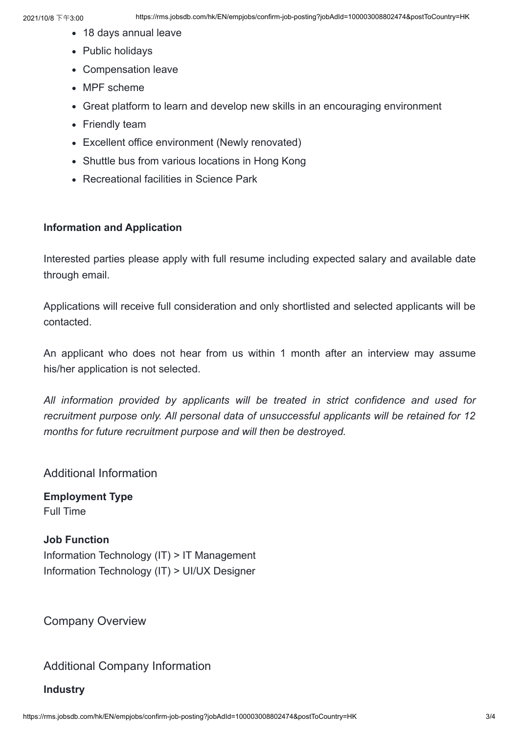- 18 days annual leave
- Public holidays
- Compensation leave
- MPF scheme
- Great platform to learn and develop new skills in an encouraging environment
- Friendly team
- Excellent office environment (Newly renovated)
- Shuttle bus from various locations in Hong Kong
- Recreational facilities in Science Park

**Information and Application**

Interested parties please apply with full resume including expected salary and available date through email.

Applications will receive full consideration and only shortlisted and selected applicants will be contacted.

An applicant who does not hear from us within 1 month after an interview may assume his/her application is not selected.

*All information provided by applicants will be treated in strict confidence and used for recruitment purpose only. All personal data of unsuccessful applicants will be retained for 12 months for future recruitment purpose and will then be destroyed.*

## Additional Information

**Employment Type**
Full Time

**Job Function**
Information Technology (IT) > IT Management
Information Technology (IT) > UI/UX Designer

## Company Overview

## Additional Company Information

**Industry**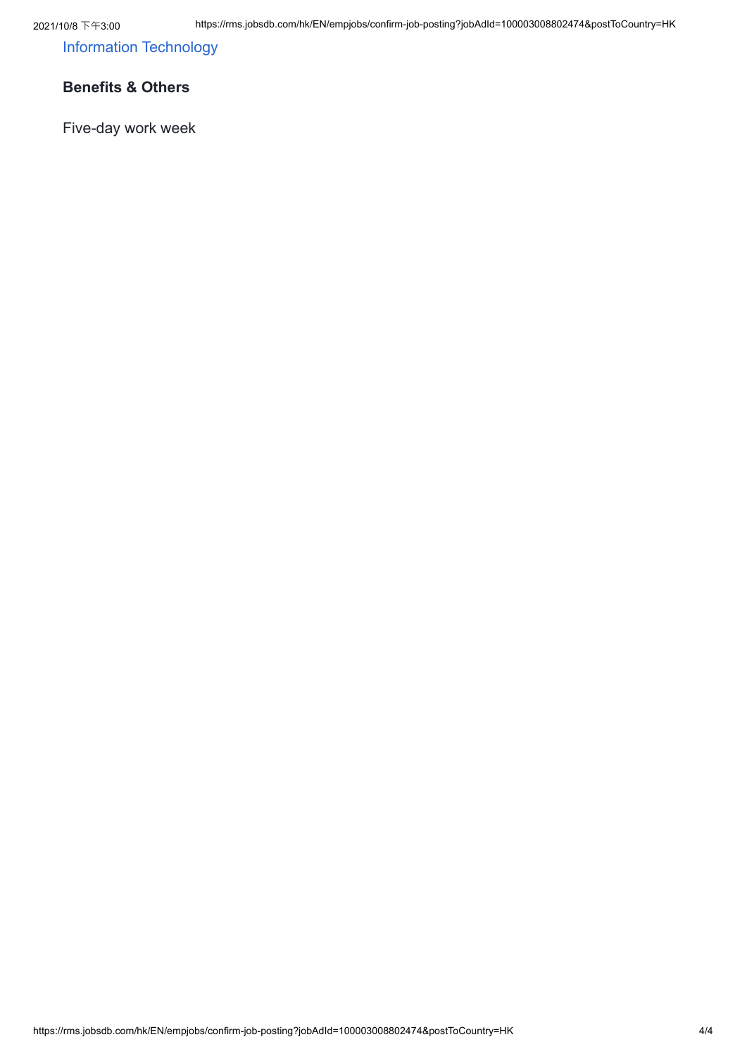Information Technology

### Benefits & Others

Five-day work week